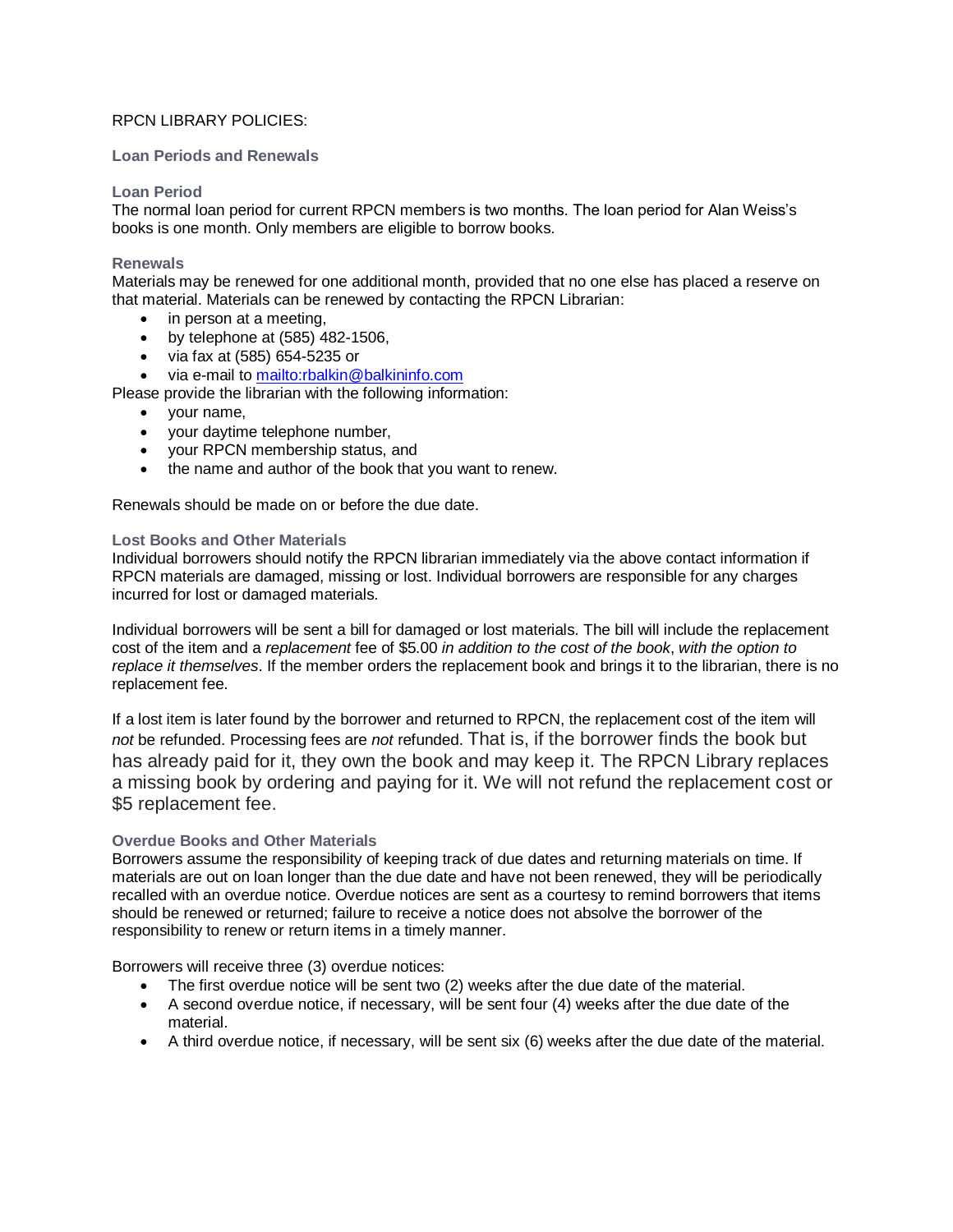RPCN LIBRARY POLICIES:

## Loan Periods and Renewals

### Loan Period

The normal loan period for current RPCN members is two months. The loan period for Alan Weiss's books is one month. Only members are eligible to borrow books.

### Renewals

Materials may be renewed for one additional month, provided that no one else has placed a reserve on that material. Materials can be renewed by contacting the RPCN Librarian:

- in person at a meeting,
- by telephone at (585) 482-1506,
- via fax at (585) 654-5235 or
- via e-mail to mailto:rbalkin@balkininfo.com

Please provide the librarian with the following information:

- your name,
- your daytime telephone number,
- your RPCN membership status, and
- the name and author of the book that you want to renew.

Renewals should be made on or before the due date.

### Lost Books and Other Materials

Individual borrowers should notify the RPCN librarian immediately via the above contact information if RPCN materials are damaged, missing or lost. Individual borrowers are responsible for any charges incurred for lost or damaged materials.

Individual borrowers will be sent a bill for damaged or lost materials. The bill will include the replacement cost of the item and a *replacement* fee of $5.00 *in addition to the cost of the book*, *with the option to replace it themselves*. If the member orders the replacement book and brings it to the librarian, there is no replacement fee.

If a lost item is later found by the borrower and returned to RPCN, the replacement cost of the item will *not* be refunded. Processing fees are *not* refunded. That is, if the borrower finds the book but has already paid for it, they own the book and may keep it. The RPCN Library replaces a missing book by ordering and paying for it. We will not refund the replacement cost or $5 replacement fee.

### Overdue Books and Other Materials

Borrowers assume the responsibility of keeping track of due dates and returning materials on time. If materials are out on loan longer than the due date and have not been renewed, they will be periodically recalled with an overdue notice. Overdue notices are sent as a courtesy to remind borrowers that items should be renewed or returned; failure to receive a notice does not absolve the borrower of the responsibility to renew or return items in a timely manner.

Borrowers will receive three (3) overdue notices:

- The first overdue notice will be sent two (2) weeks after the due date of the material.
- A second overdue notice, if necessary, will be sent four (4) weeks after the due date of the material.
- A third overdue notice, if necessary, will be sent six (6) weeks after the due date of the material.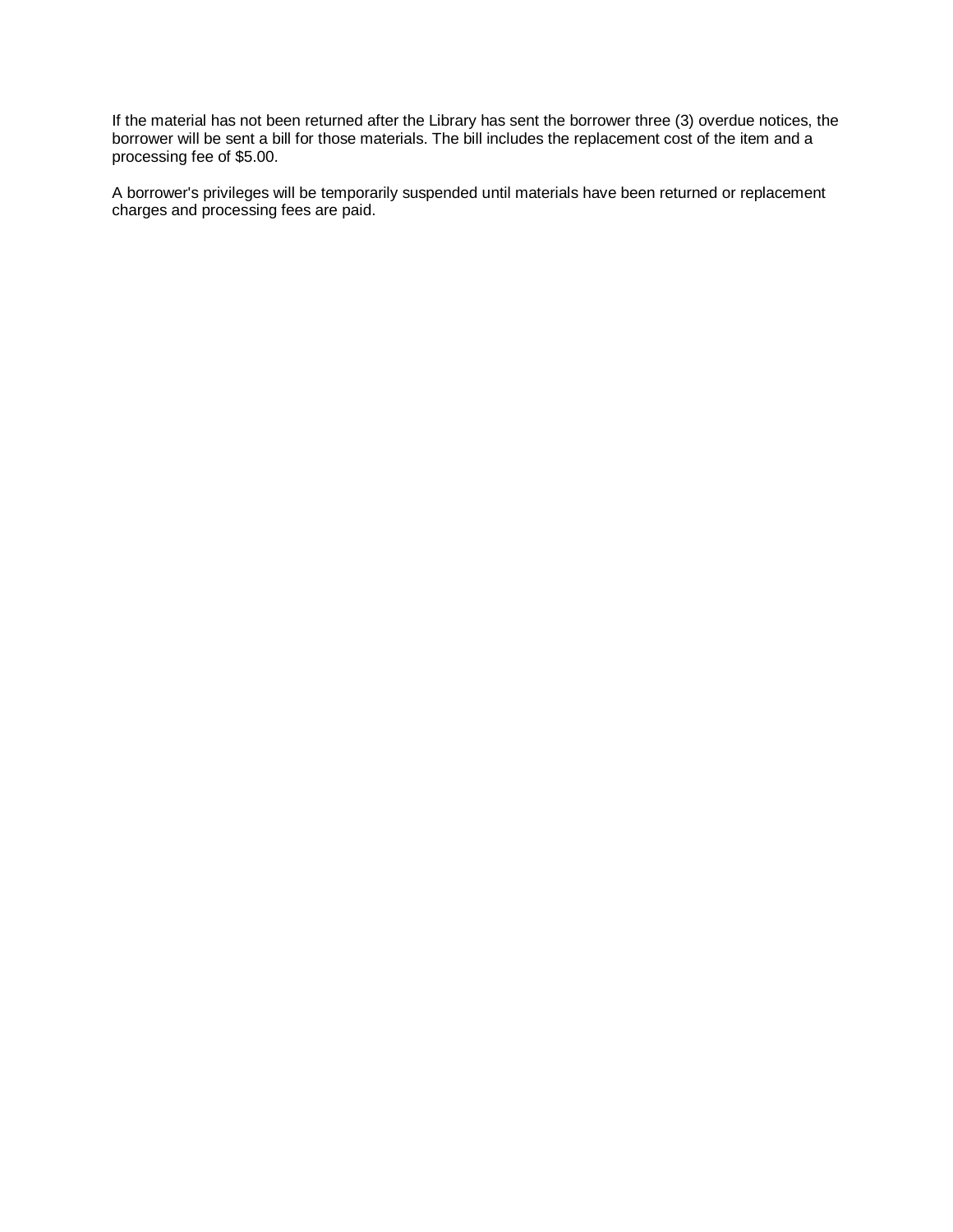If the material has not been returned after the Library has sent the borrower three (3) overdue notices, the borrower will be sent a bill for those materials. The bill includes the replacement cost of the item and a processing fee of $5.00.

A borrower's privileges will be temporarily suspended until materials have been returned or replacement charges and processing fees are paid.